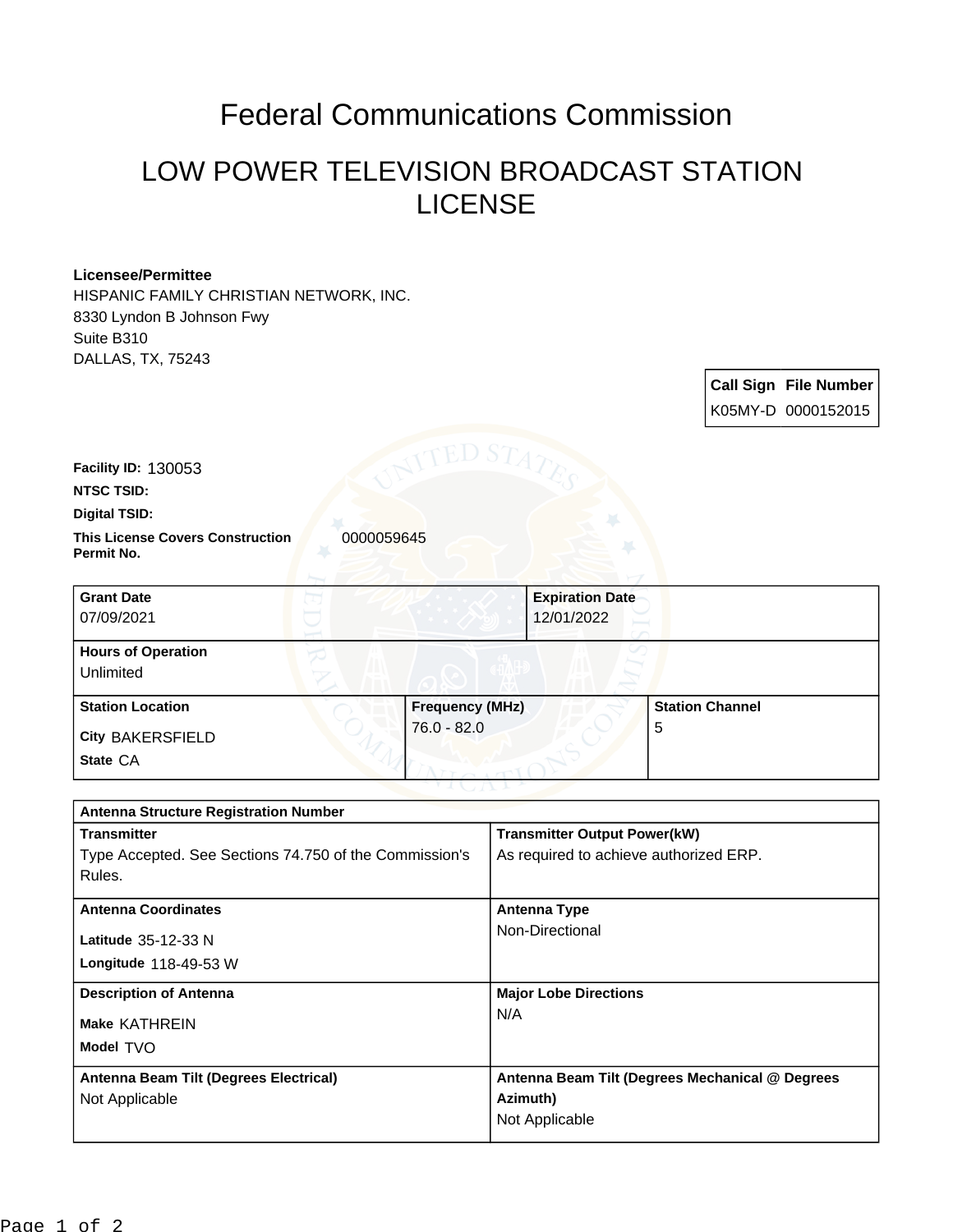# Federal Communications Commission

## LOW POWER TELEVISION BROADCAST STATION LICENSE

**Licensee/Permittee**
HISPANIC FAMILY CHRISTIAN NETWORK, INC.
8330 Lyndon B Johnson Fwy
Suite B310
DALLAS, TX, 75243

| Call Sign | File Number |
| --- | --- |
| K05MY-D | 0000152015 |

**Facility ID:** 130053

**NTSC TSID:**

**Digital TSID:**

**This License Covers Construction Permit No.** 0000059645

| Grant Date | Expiration Date |
| --- | --- |
| 07/09/2021 | 12/01/2022 |

**Hours of Operation**
Unlimited

| Station Location | Frequency (MHz) | Station Channel |
| --- | --- | --- |
| City BAKERSFIELD<br>State CA | 76.0 - 82.0 | 5 |

**Antenna Structure Registration Number**

| Transmitter | Transmitter Output Power(kW) |
| --- | --- |
| Type Accepted. See Sections 74.750 of the Commission's Rules. | As required to achieve authorized ERP. |

| Antenna Coordinates | Antenna Type |
| --- | --- |
| Latitude 35-12-33 N<br>Longitude 118-49-53 W | Non-Directional |

| Description of Antenna | Major Lobe Directions |
| --- | --- |
| Make KATHREIN<br>Model TVO | N/A |

| Antenna Beam Tilt (Degrees Electrical) | Antenna Beam Tilt (Degrees Mechanical @ Degrees Azimuth) |
| --- | --- |
| Not Applicable | Not Applicable |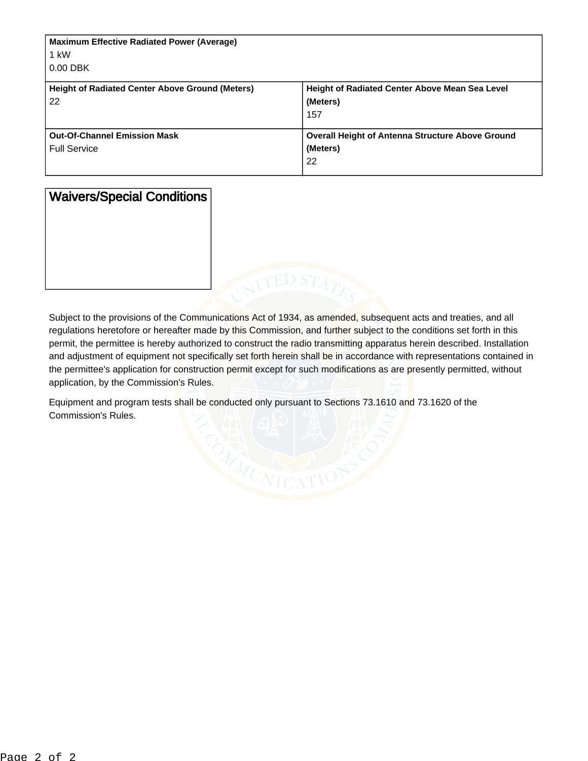| | |
|---|---|
| **Maximum Effective Radiated Power (Average)**<br>1 kW<br>0.00 DBK | |
| **Height of Radiated Center Above Ground (Meters)**<br>22 | **Height of Radiated Center Above Mean Sea Level (Meters)**<br>157 |
| **Out-Of-Channel Emission Mask**<br>Full Service | **Overall Height of Antenna Structure Above Ground (Meters)**<br>22 |

## Waivers/Special Conditions

Subject to the provisions of the Communications Act of 1934, as amended, subsequent acts and treaties, and all regulations heretofore or hereafter made by this Commission, and further subject to the conditions set forth in this permit, the permittee is hereby authorized to construct the radio transmitting apparatus herein described. Installation and adjustment of equipment not specifically set forth herein shall be in accordance with representations contained in the permittee's application for construction permit except for such modifications as are presently permitted, without application, by the Commission's Rules.

Equipment and program tests shall be conducted only pursuant to Sections 73.1610 and 73.1620 of the Commission's Rules.